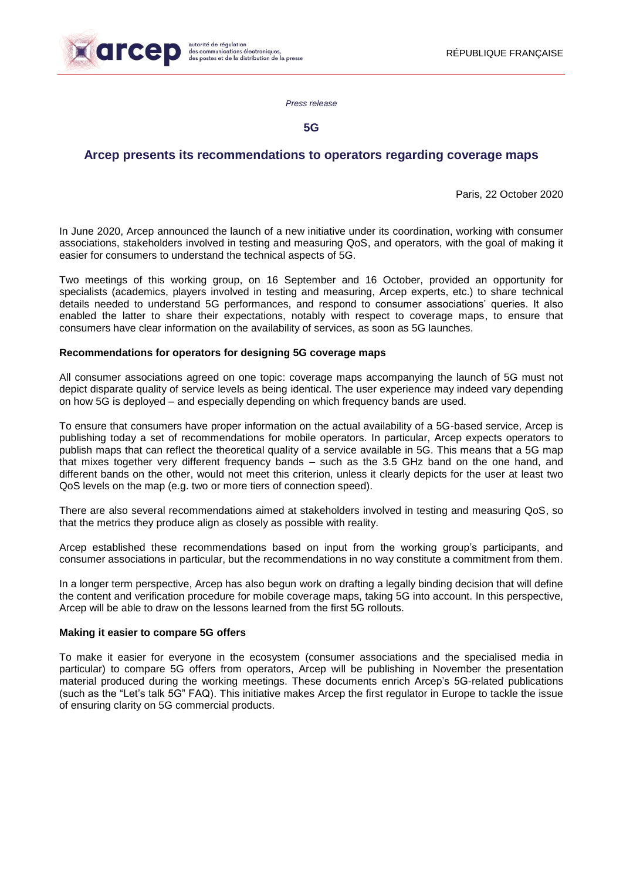*Press release*

**5G**

# Arcep presents its recommendations to operators regarding coverage maps

Paris, 22 October 2020

In June 2020, Arcep announced the launch of a new initiative under its coordination, working with consumer associations, stakeholders involved in testing and measuring QoS, and operators, with the goal of making it easier for consumers to understand the technical aspects of 5G.

Two meetings of this working group, on 16 September and 16 October, provided an opportunity for specialists (academics, players involved in testing and measuring, Arcep experts, etc.) to share technical details needed to understand 5G performances, and respond to consumer associations' queries. It also enabled the latter to share their expectations, notably with respect to coverage maps, to ensure that consumers have clear information on the availability of services, as soon as 5G launches.

## Recommendations for operators for designing 5G coverage maps

All consumer associations agreed on one topic: coverage maps accompanying the launch of 5G must not depict disparate quality of service levels as being identical. The user experience may indeed vary depending on how 5G is deployed – and especially depending on which frequency bands are used.

To ensure that consumers have proper information on the actual availability of a 5G-based service, Arcep is publishing today a set of recommendations for mobile operators. In particular, Arcep expects operators to publish maps that can reflect the theoretical quality of a service available in 5G. This means that a 5G map that mixes together very different frequency bands – such as the 3.5 GHz band on the one hand, and different bands on the other, would not meet this criterion, unless it clearly depicts for the user at least two QoS levels on the map (e.g. two or more tiers of connection speed).

There are also several recommendations aimed at stakeholders involved in testing and measuring QoS, so that the metrics they produce align as closely as possible with reality.

Arcep established these recommendations based on input from the working group's participants, and consumer associations in particular, but the recommendations in no way constitute a commitment from them.

In a longer term perspective, Arcep has also begun work on drafting a legally binding decision that will define the content and verification procedure for mobile coverage maps, taking 5G into account. In this perspective, Arcep will be able to draw on the lessons learned from the first 5G rollouts.

## Making it easier to compare 5G offers

To make it easier for everyone in the ecosystem (consumer associations and the specialised media in particular) to compare 5G offers from operators, Arcep will be publishing in November the presentation material produced during the working meetings. These documents enrich Arcep's 5G-related publications (such as the "Let's talk 5G" FAQ). This initiative makes Arcep the first regulator in Europe to tackle the issue of ensuring clarity on 5G commercial products.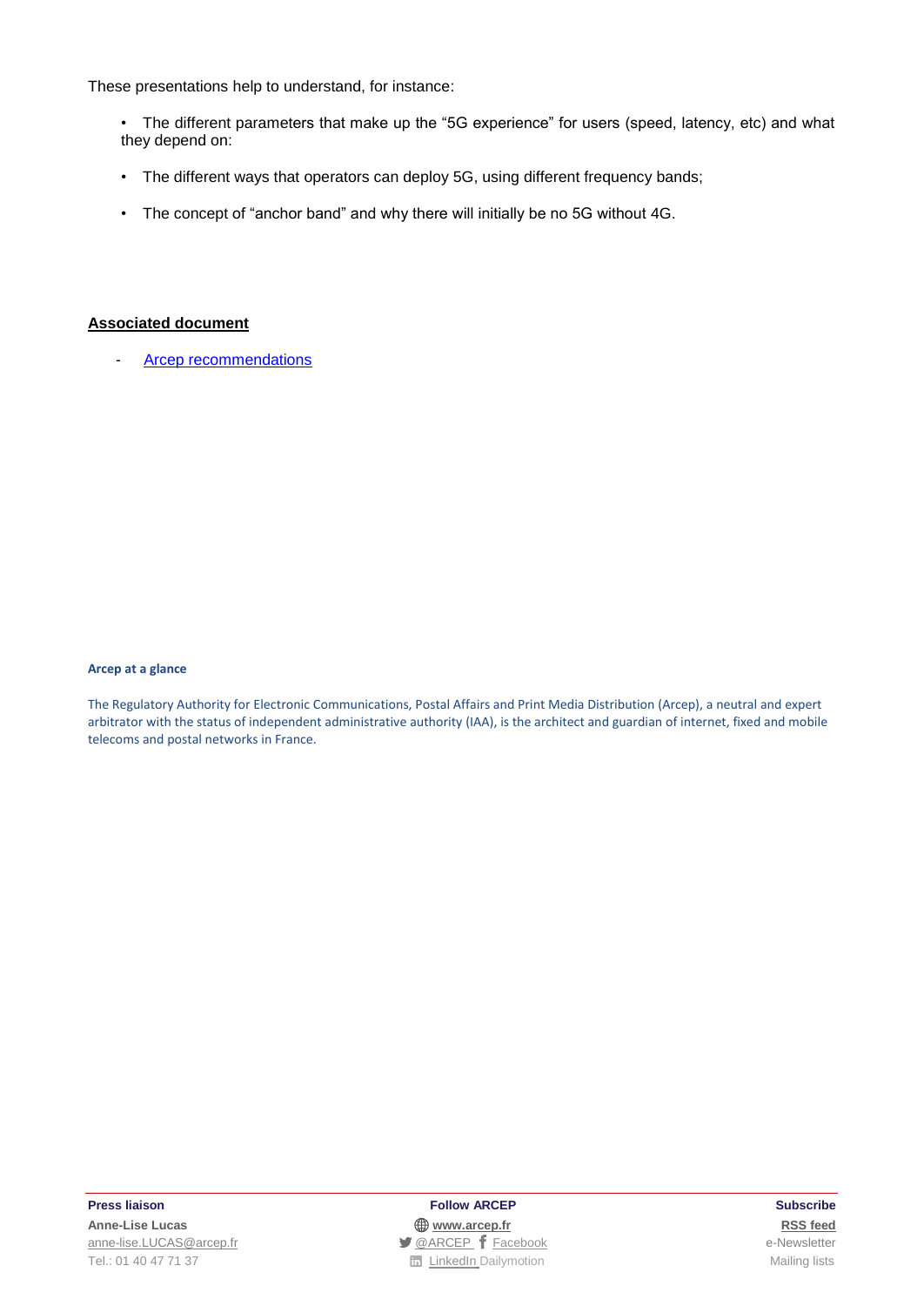These presentations help to understand, for instance:

- The different parameters that make up the "5G experience" for users (speed, latency, etc) and what they depend on:
- The different ways that operators can deploy 5G, using different frequency bands;
- The concept of "anchor band" and why there will initially be no 5G without 4G.

**Associated document**

- Arcep recommendations

**Arcep at a glance**

The Regulatory Authority for Electronic Communications, Postal Affairs and Print Media Distribution (Arcep), a neutral and expert arbitrator with the status of independent administrative authority (IAA), is the architect and guardian of internet, fixed and mobile telecoms and postal networks in France.

**Press liaison**
**Anne-Lise Lucas**
anne-lise.LUCAS@arcep.fr
Tel.: 01 40 47 71 37

**Follow ARCEP**
**www.arcep.fr**
@ARCEP Facebook
LinkedIn Dailymotion

**Subscribe**
**RSS feed**
e-Newsletter
Mailing lists